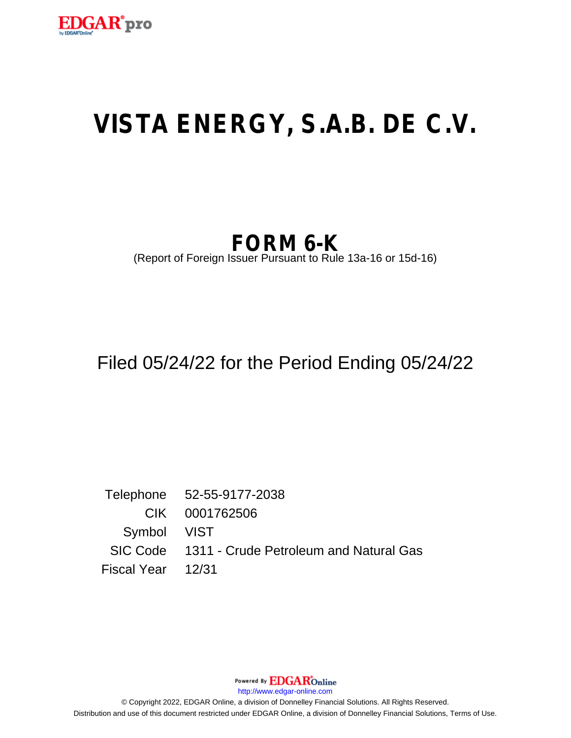# VISTA ENERGY, S.A.B. DE C.V.

## FORM 6-K

(Report of Foreign Issuer Pursuant to Rule 13a-16 or 15d-16)

Filed 05/24/22 for the Period Ending 05/24/22

| | |
|---|---|
| Telephone | 52-55-9177-2038 |
| CIK | 0001762506 |
| Symbol | VIST |
| SIC Code | 1311 - Crude Petroleum and Natural Gas |
| Fiscal Year | 12/31 |

Powered By EDGAR Online

http://www.edgar-online.com

© Copyright 2022, EDGAR Online, a division of Donnelley Financial Solutions. All Rights Reserved.
Distribution and use of this document restricted under EDGAR Online, a division of Donnelley Financial Solutions, Terms of Use.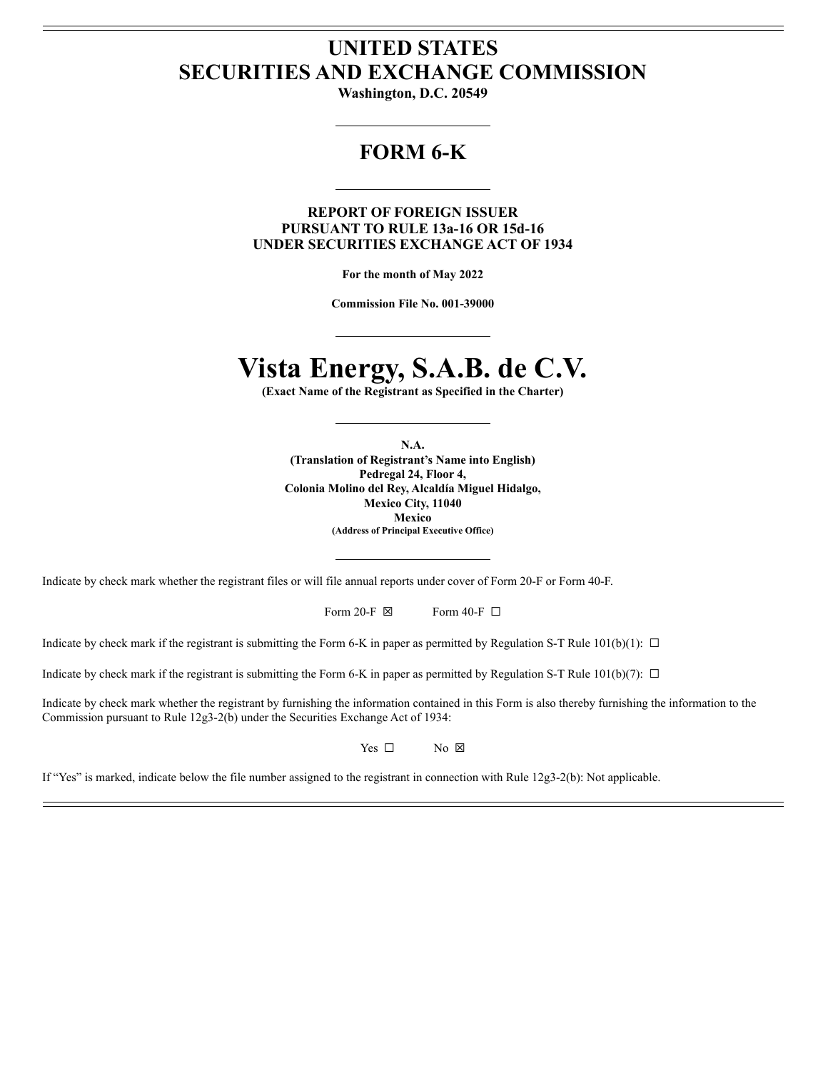# UNITED STATES
# SECURITIES AND EXCHANGE COMMISSION

**Washington, D.C. 20549**

---

## FORM 6-K

---

**REPORT OF FOREIGN ISSUER**
**PURSUANT TO RULE 13a-16 OR 15d-16**
**UNDER SECURITIES EXCHANGE ACT OF 1934**

**For the month of May 2022**

**Commission File No. 001-39000**

---

# Vista Energy, S.A.B. de C.V.

**(Exact Name of the Registrant as Specified in the Charter)**

---

**N.A.**
**(Translation of Registrant's Name into English)**
**Pedregal 24, Floor 4,**
**Colonia Molino del Rey, Alcaldía Miguel Hidalgo,**
**Mexico City, 11040**
**Mexico**
**(Address of Principal Executive Office)**

---

Indicate by check mark whether the registrant files or will file annual reports under cover of Form 20-F or Form 40-F.

Form 20-F ☒ Form 40-F ☐

Indicate by check mark if the registrant is submitting the Form 6-K in paper as permitted by Regulation S-T Rule 101(b)(1): ☐

Indicate by check mark if the registrant is submitting the Form 6-K in paper as permitted by Regulation S-T Rule 101(b)(7): ☐

Indicate by check mark whether the registrant by furnishing the information contained in this Form is also thereby furnishing the information to the Commission pursuant to Rule 12g3-2(b) under the Securities Exchange Act of 1934:

Yes ☐ No ☒

If "Yes" is marked, indicate below the file number assigned to the registrant in connection with Rule 12g3-2(b): Not applicable.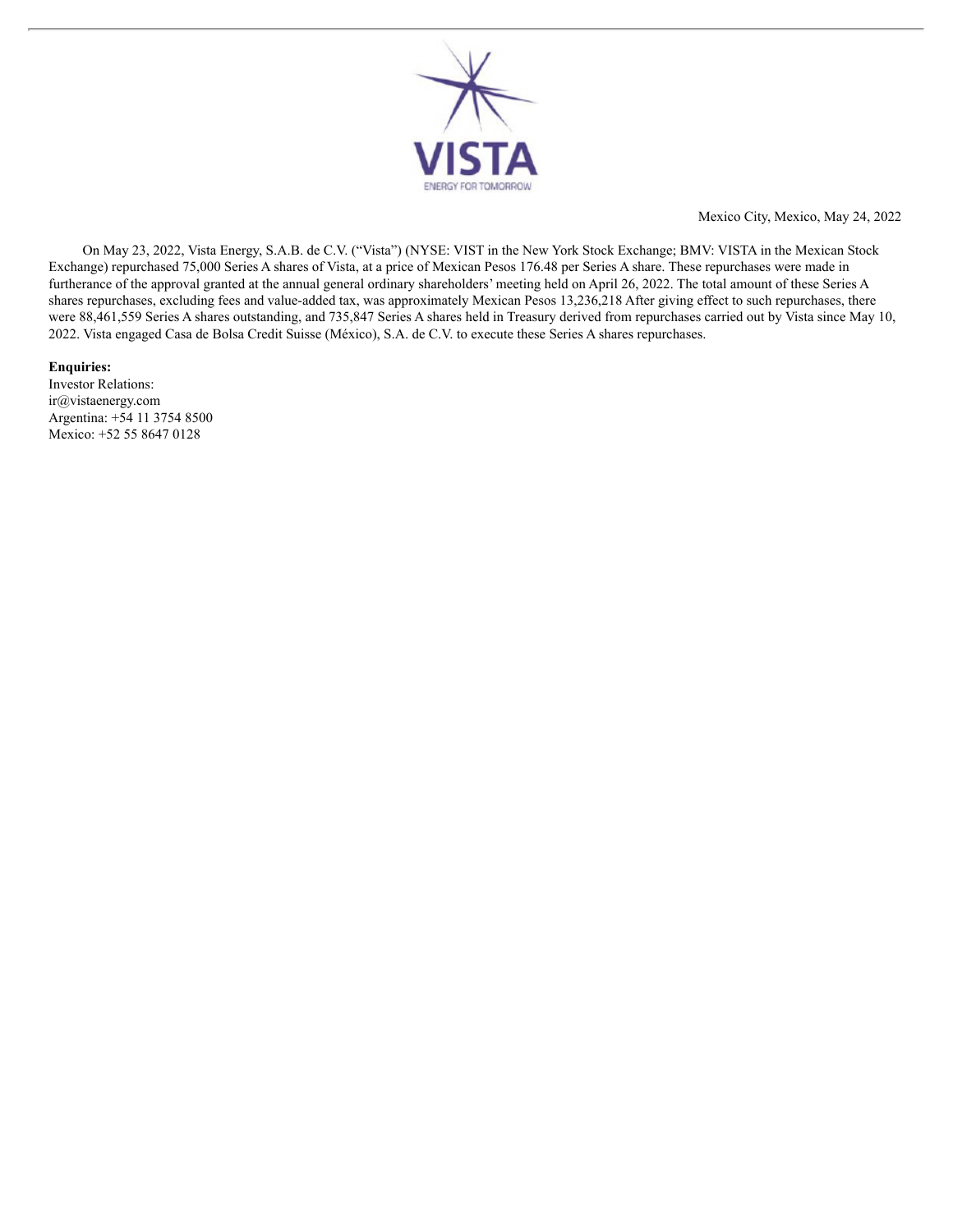VISTA

ENERGY FOR TOMORROW

Mexico City, Mexico, May 24, 2022

On May 23, 2022, Vista Energy, S.A.B. de C.V. ("Vista") (NYSE: VIST in the New York Stock Exchange; BMV: VISTA in the Mexican Stock Exchange) repurchased 75,000 Series A shares of Vista, at a price of Mexican Pesos 176.48 per Series A share. These repurchases were made in furtherance of the approval granted at the annual general ordinary shareholders' meeting held on April 26, 2022. The total amount of these Series A shares repurchases, excluding fees and value-added tax, was approximately Mexican Pesos 13,236,218 After giving effect to such repurchases, there were 88,461,559 Series A shares outstanding, and 735,847 Series A shares held in Treasury derived from repurchases carried out by Vista since May 10, 2022. Vista engaged Casa de Bolsa Credit Suisse (México), S.A. de C.V. to execute these Series A shares repurchases.

**Enquiries:**
Investor Relations:
ir@vistaenergy.com
Argentina: +54 11 3754 8500
Mexico: +52 55 8647 0128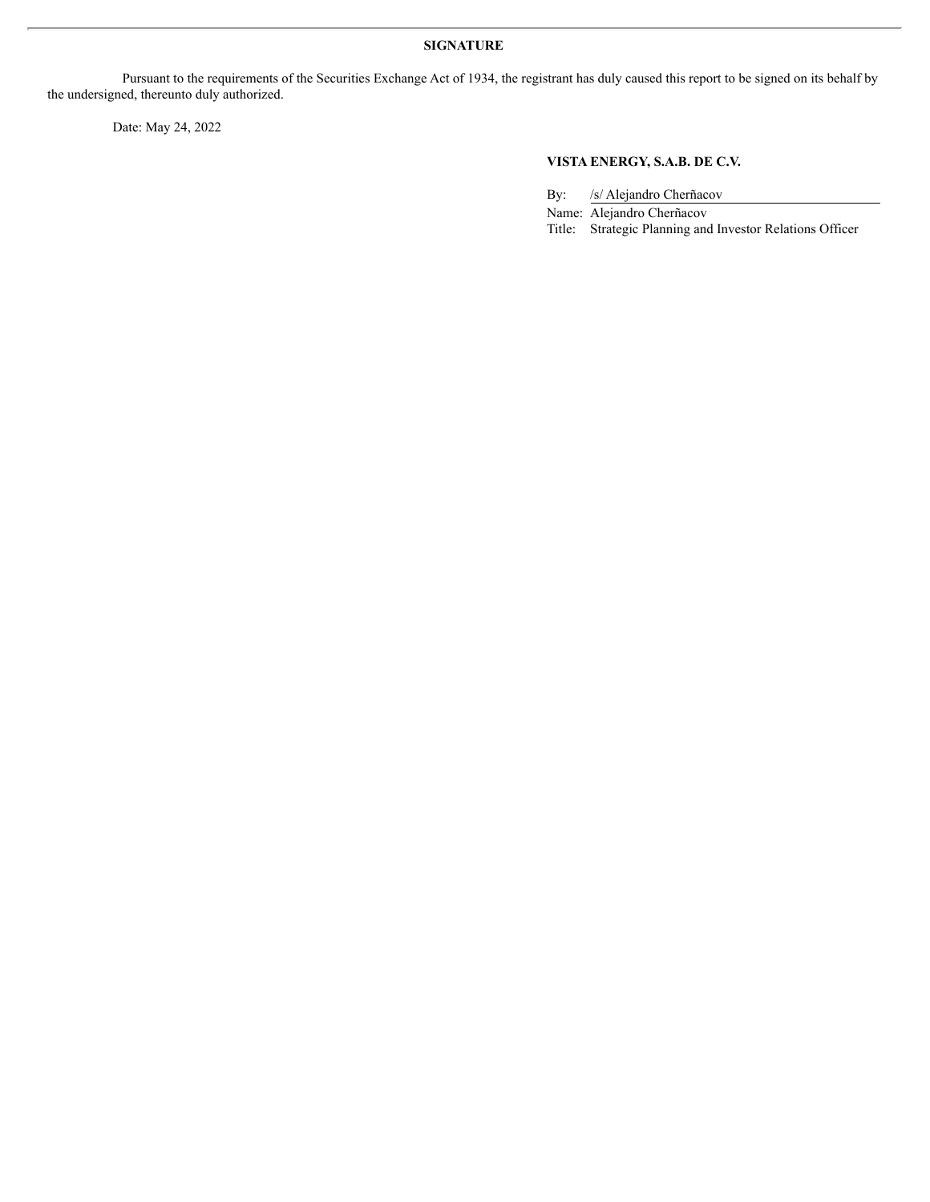## SIGNATURE

Pursuant to the requirements of the Securities Exchange Act of 1934, the registrant has duly caused this report to be signed on its behalf by the undersigned, thereunto duly authorized.

Date: May 24, 2022

**VISTA ENERGY, S.A.B. DE C.V.**

By: /s/ Alejandro Cherñacov

Name: Alejandro Cherñacov

Title: Strategic Planning and Investor Relations Officer